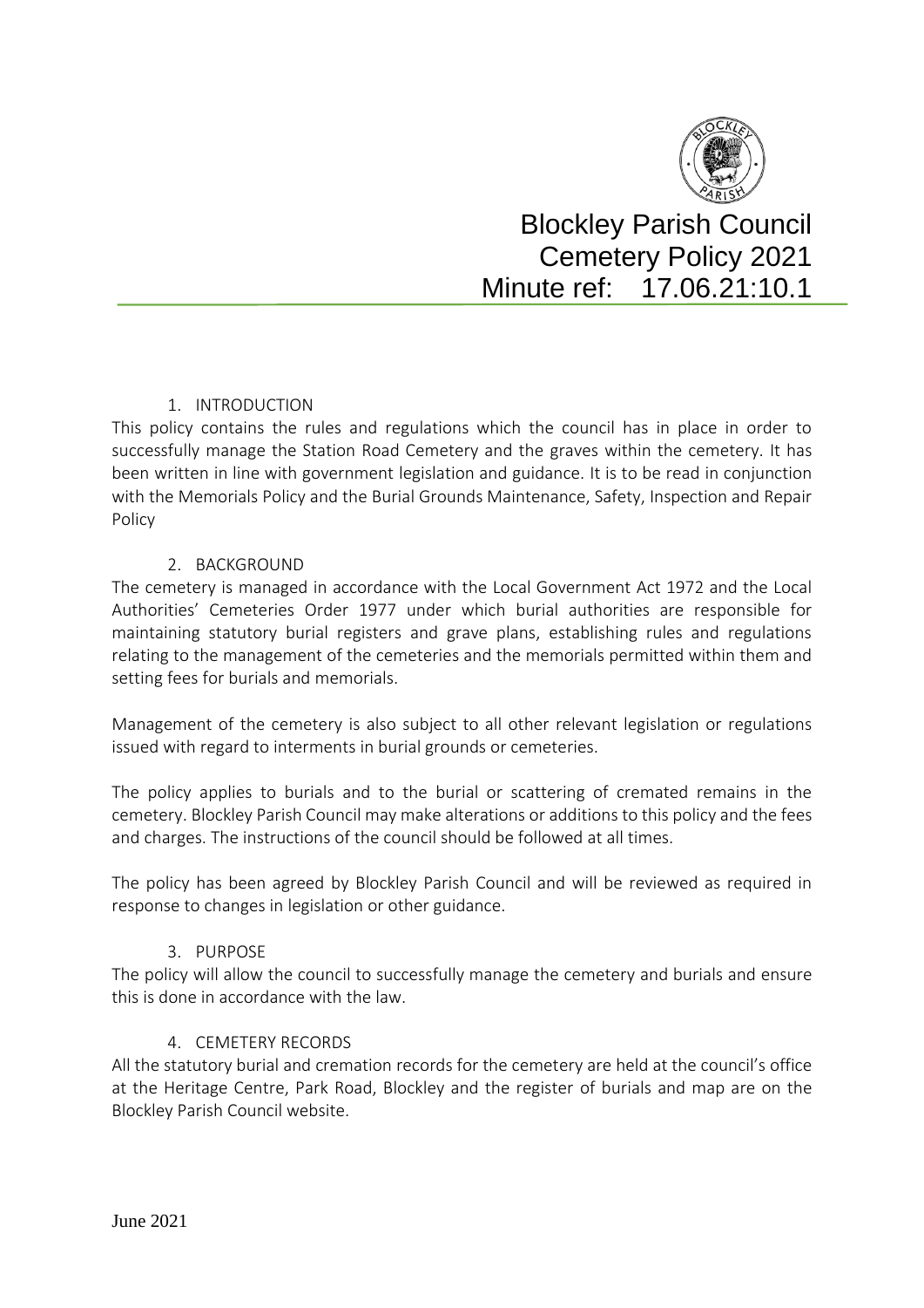# Blockley Parish Council
## Cemetery Policy 2021
### Minute ref: 17.06.21:10.1

1. INTRODUCTION

This policy contains the rules and regulations which the council has in place in order to successfully manage the Station Road Cemetery and the graves within the cemetery. It has been written in line with government legislation and guidance. It is to be read in conjunction with the Memorials Policy and the Burial Grounds Maintenance, Safety, Inspection and Repair Policy

2. BACKGROUND

The cemetery is managed in accordance with the Local Government Act 1972 and the Local Authorities' Cemeteries Order 1977 under which burial authorities are responsible for maintaining statutory burial registers and grave plans, establishing rules and regulations relating to the management of the cemeteries and the memorials permitted within them and setting fees for burials and memorials.

Management of the cemetery is also subject to all other relevant legislation or regulations issued with regard to interments in burial grounds or cemeteries.

The policy applies to burials and to the burial or scattering of cremated remains in the cemetery. Blockley Parish Council may make alterations or additions to this policy and the fees and charges. The instructions of the council should be followed at all times.

The policy has been agreed by Blockley Parish Council and will be reviewed as required in response to changes in legislation or other guidance.

3. PURPOSE

The policy will allow the council to successfully manage the cemetery and burials and ensure this is done in accordance with the law.

4. CEMETERY RECORDS

All the statutory burial and cremation records for the cemetery are held at the council's office at the Heritage Centre, Park Road, Blockley and the register of burials and map are on the Blockley Parish Council website.

June 2021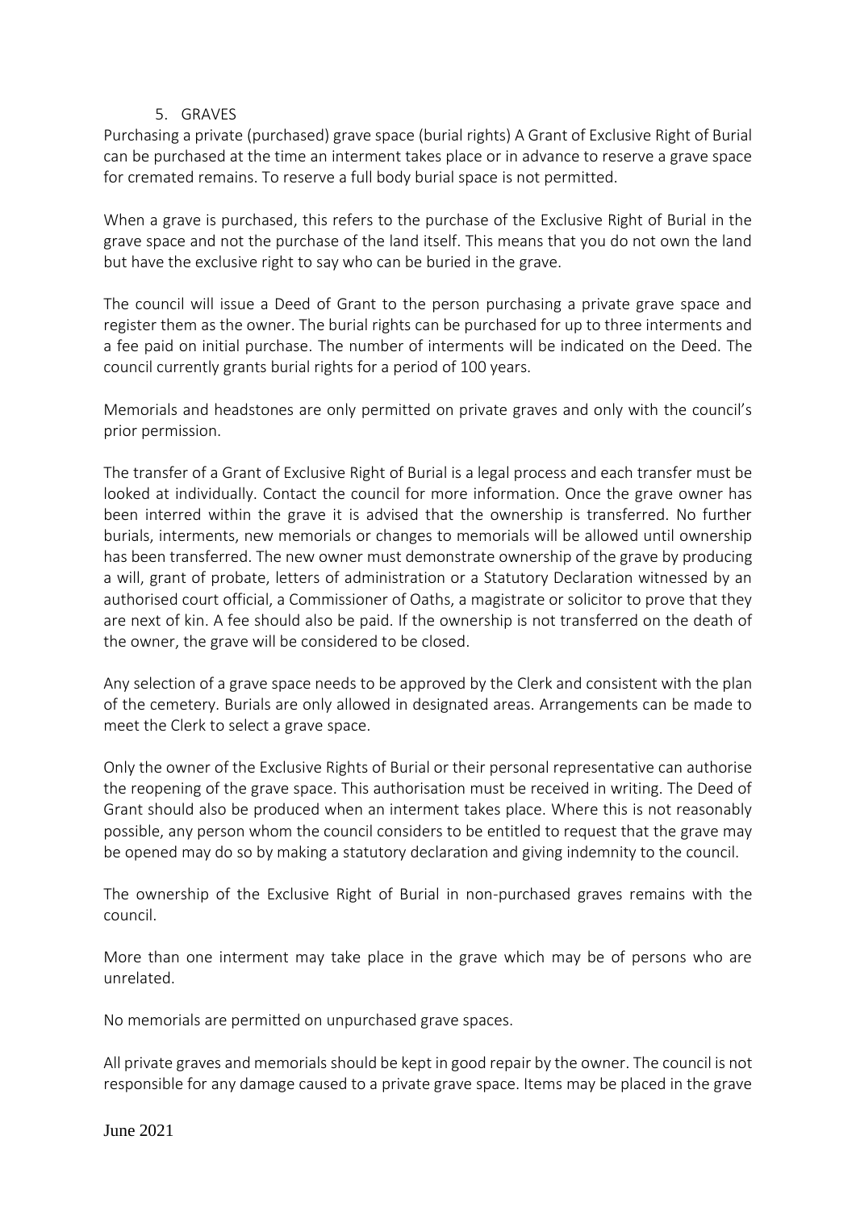## 5. GRAVES

Purchasing a private (purchased) grave space (burial rights) A Grant of Exclusive Right of Burial can be purchased at the time an interment takes place or in advance to reserve a grave space for cremated remains. To reserve a full body burial space is not permitted.

When a grave is purchased, this refers to the purchase of the Exclusive Right of Burial in the grave space and not the purchase of the land itself. This means that you do not own the land but have the exclusive right to say who can be buried in the grave.

The council will issue a Deed of Grant to the person purchasing a private grave space and register them as the owner. The burial rights can be purchased for up to three interments and a fee paid on initial purchase. The number of interments will be indicated on the Deed. The council currently grants burial rights for a period of 100 years.

Memorials and headstones are only permitted on private graves and only with the council's prior permission.

The transfer of a Grant of Exclusive Right of Burial is a legal process and each transfer must be looked at individually. Contact the council for more information. Once the grave owner has been interred within the grave it is advised that the ownership is transferred. No further burials, interments, new memorials or changes to memorials will be allowed until ownership has been transferred. The new owner must demonstrate ownership of the grave by producing a will, grant of probate, letters of administration or a Statutory Declaration witnessed by an authorised court official, a Commissioner of Oaths, a magistrate or solicitor to prove that they are next of kin. A fee should also be paid. If the ownership is not transferred on the death of the owner, the grave will be considered to be closed.

Any selection of a grave space needs to be approved by the Clerk and consistent with the plan of the cemetery. Burials are only allowed in designated areas. Arrangements can be made to meet the Clerk to select a grave space.

Only the owner of the Exclusive Rights of Burial or their personal representative can authorise the reopening of the grave space. This authorisation must be received in writing. The Deed of Grant should also be produced when an interment takes place. Where this is not reasonably possible, any person whom the council considers to be entitled to request that the grave may be opened may do so by making a statutory declaration and giving indemnity to the council.

The ownership of the Exclusive Right of Burial in non-purchased graves remains with the council.

More than one interment may take place in the grave which may be of persons who are unrelated.

No memorials are permitted on unpurchased grave spaces.

All private graves and memorials should be kept in good repair by the owner. The council is not responsible for any damage caused to a private grave space. Items may be placed in the grave

June 2021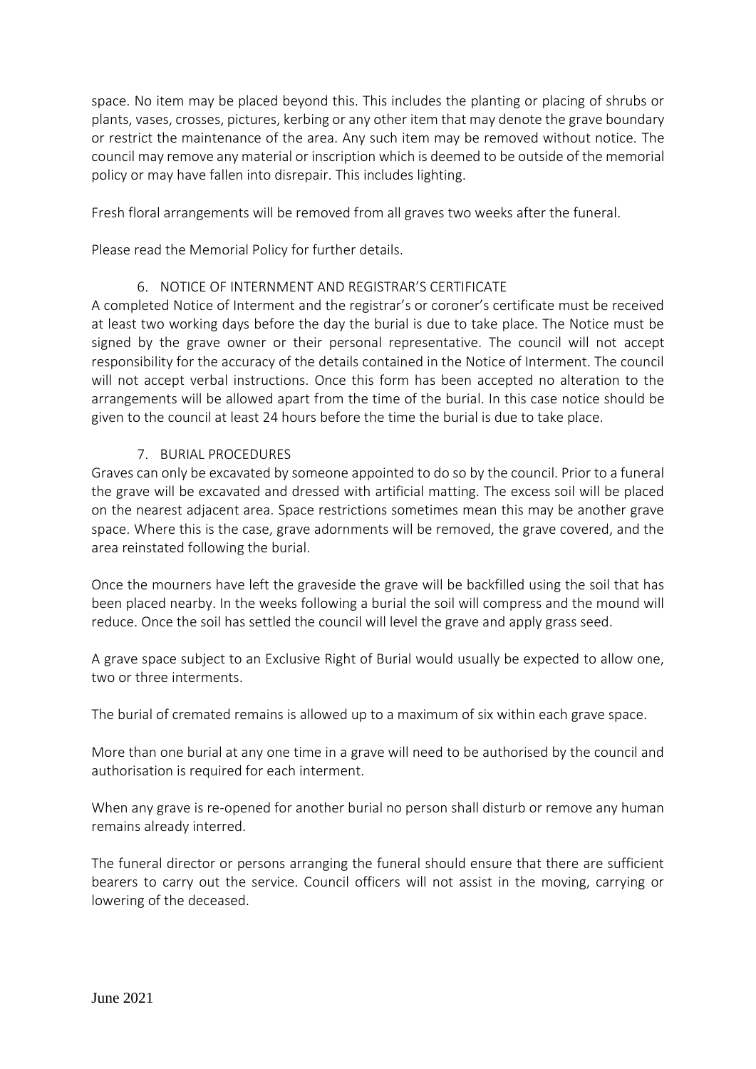space. No item may be placed beyond this. This includes the planting or placing of shrubs or plants, vases, crosses, pictures, kerbing or any other item that may denote the grave boundary or restrict the maintenance of the area. Any such item may be removed without notice. The council may remove any material or inscription which is deemed to be outside of the memorial policy or may have fallen into disrepair. This includes lighting.

Fresh floral arrangements will be removed from all graves two weeks after the funeral.

Please read the Memorial Policy for further details.

## 6. NOTICE OF INTERNMENT AND REGISTRAR'S CERTIFICATE

A completed Notice of Interment and the registrar's or coroner's certificate must be received at least two working days before the day the burial is due to take place. The Notice must be signed by the grave owner or their personal representative. The council will not accept responsibility for the accuracy of the details contained in the Notice of Interment. The council will not accept verbal instructions. Once this form has been accepted no alteration to the arrangements will be allowed apart from the time of the burial. In this case notice should be given to the council at least 24 hours before the time the burial is due to take place.

## 7. BURIAL PROCEDURES

Graves can only be excavated by someone appointed to do so by the council. Prior to a funeral the grave will be excavated and dressed with artificial matting. The excess soil will be placed on the nearest adjacent area. Space restrictions sometimes mean this may be another grave space. Where this is the case, grave adornments will be removed, the grave covered, and the area reinstated following the burial.

Once the mourners have left the graveside the grave will be backfilled using the soil that has been placed nearby. In the weeks following a burial the soil will compress and the mound will reduce. Once the soil has settled the council will level the grave and apply grass seed.

A grave space subject to an Exclusive Right of Burial would usually be expected to allow one, two or three interments.

The burial of cremated remains is allowed up to a maximum of six within each grave space.

More than one burial at any one time in a grave will need to be authorised by the council and authorisation is required for each interment.

When any grave is re-opened for another burial no person shall disturb or remove any human remains already interred.

The funeral director or persons arranging the funeral should ensure that there are sufficient bearers to carry out the service. Council officers will not assist in the moving, carrying or lowering of the deceased.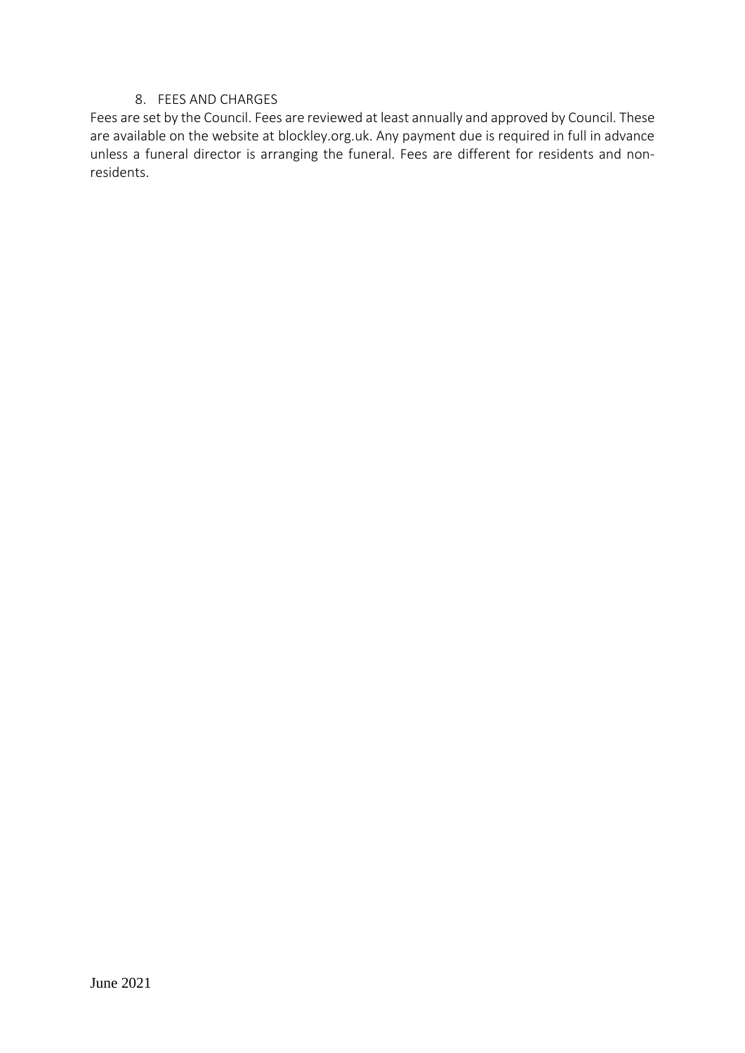## 8. FEES AND CHARGES

Fees are set by the Council. Fees are reviewed at least annually and approved by Council. These are available on the website at blockley.org.uk. Any payment due is required in full in advance unless a funeral director is arranging the funeral. Fees are different for residents and non-residents.

June 2021